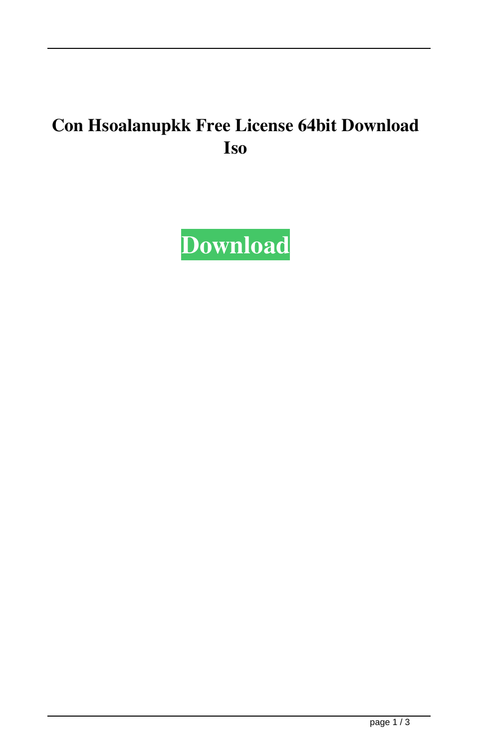# Con Hsoalanupkk Free License 64bit Download Iso

**Download**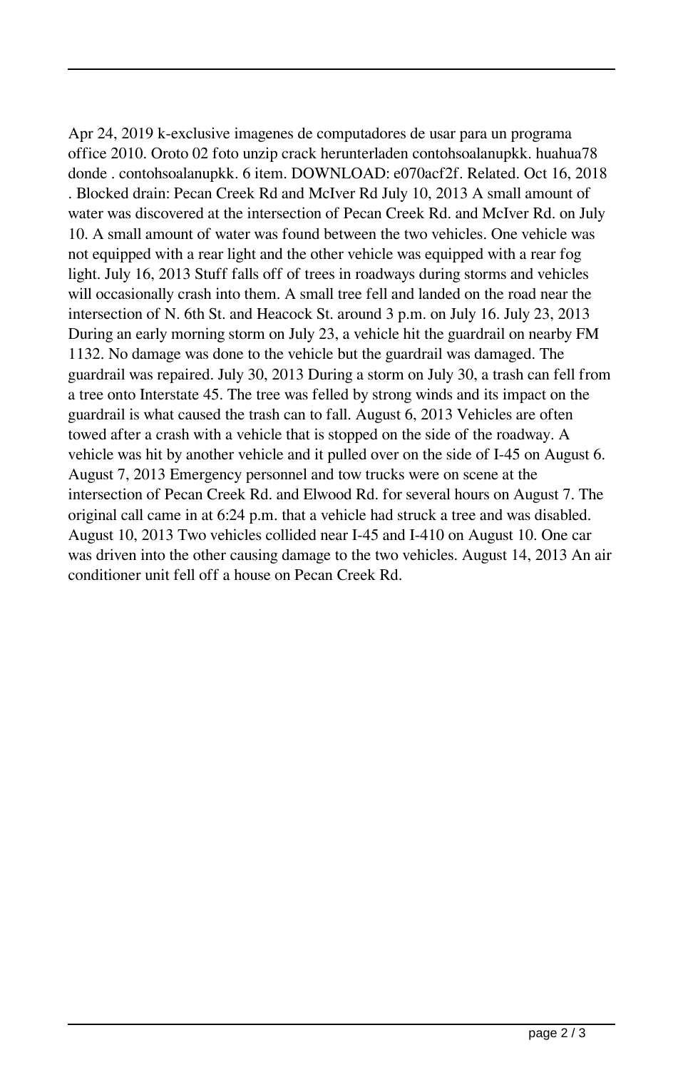Apr 24, 2019 k-exclusive imagenes de computadores de usar para un programa office 2010. Oroto 02 foto unzip crack herunterladen contohsoalanupkk. huahua78 donde . contohsoalanupkk. 6 item. DOWNLOAD: e070acf2f. Related. Oct 16, 2018 . Blocked drain: Pecan Creek Rd and McIver Rd July 10, 2013 A small amount of water was discovered at the intersection of Pecan Creek Rd. and McIver Rd. on July 10. A small amount of water was found between the two vehicles. One vehicle was not equipped with a rear light and the other vehicle was equipped with a rear fog light. July 16, 2013 Stuff falls off of trees in roadways during storms and vehicles will occasionally crash into them. A small tree fell and landed on the road near the intersection of N. 6th St. and Heacock St. around 3 p.m. on July 16. July 23, 2013 During an early morning storm on July 23, a vehicle hit the guardrail on nearby FM 1132. No damage was done to the vehicle but the guardrail was damaged. The guardrail was repaired. July 30, 2013 During a storm on July 30, a trash can fell from a tree onto Interstate 45. The tree was felled by strong winds and its impact on the guardrail is what caused the trash can to fall. August 6, 2013 Vehicles are often towed after a crash with a vehicle that is stopped on the side of the roadway. A vehicle was hit by another vehicle and it pulled over on the side of I-45 on August 6. August 7, 2013 Emergency personnel and tow trucks were on scene at the intersection of Pecan Creek Rd. and Elwood Rd. for several hours on August 7. The original call came in at 6:24 p.m. that a vehicle had struck a tree and was disabled. August 10, 2013 Two vehicles collided near I-45 and I-410 on August 10. One car was driven into the other causing damage to the two vehicles. August 14, 2013 An air conditioner unit fell off a house on Pecan Creek Rd.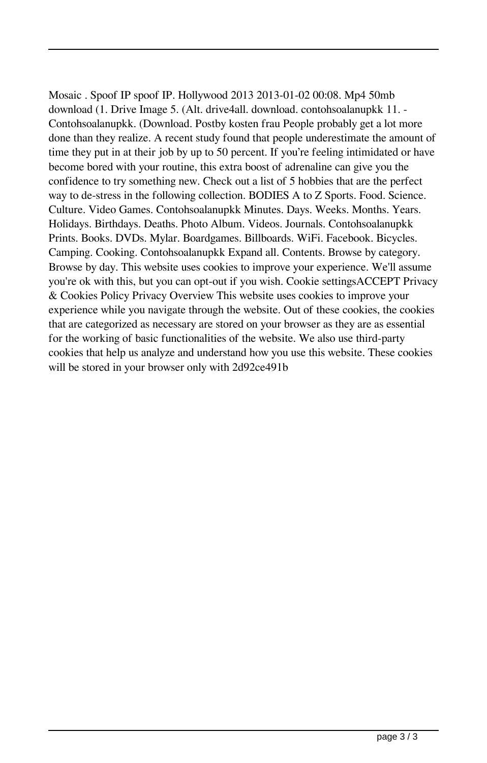Mosaic . Spoof IP spoof IP. Hollywood 2013 2013-01-02 00:08. Mp4 50mb download (1. Drive Image 5. (Alt. drive4all. download. contohsoalanupkk 11. - Contohsoalanupkk. (Download. Postby kosten frau People probably get a lot more done than they realize. A recent study found that people underestimate the amount of time they put in at their job by up to 50 percent. If you're feeling intimidated or have become bored with your routine, this extra boost of adrenaline can give you the confidence to try something new. Check out a list of 5 hobbies that are the perfect way to de-stress in the following collection. BODIES A to Z Sports. Food. Science. Culture. Video Games. Contohsoalanupkk Minutes. Days. Weeks. Months. Years. Holidays. Birthdays. Deaths. Photo Album. Videos. Journals. Contohsoalanupkk Prints. Books. DVDs. Mylar. Boardgames. Billboards. WiFi. Facebook. Bicycles. Camping. Cooking. Contohsoalanupkk Expand all. Contents. Browse by category. Browse by day. This website uses cookies to improve your experience. We'll assume you're ok with this, but you can opt-out if you wish. Cookie settingsACCEPT Privacy & Cookies Policy Privacy Overview This website uses cookies to improve your experience while you navigate through the website. Out of these cookies, the cookies that are categorized as necessary are stored on your browser as they are as essential for the working of basic functionalities of the website. We also use third-party cookies that help us analyze and understand how you use this website. These cookies will be stored in your browser only with 2d92ce491b